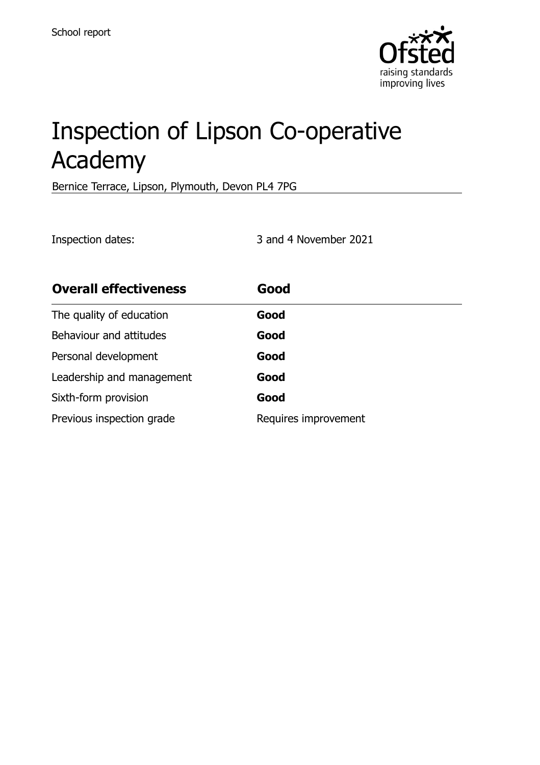School report

# Inspection of Lipson Co-operative Academy

Bernice Terrace, Lipson, Plymouth, Devon PL4 7PG

Inspection dates: 3 and 4 November 2021

| **Overall effectiveness** | **Good** |
| --- | --- |
| The quality of education | **Good** |
| Behaviour and attitudes | **Good** |
| Personal development | **Good** |
| Leadership and management | **Good** |
| Sixth-form provision | **Good** |
| Previous inspection grade | Requires improvement |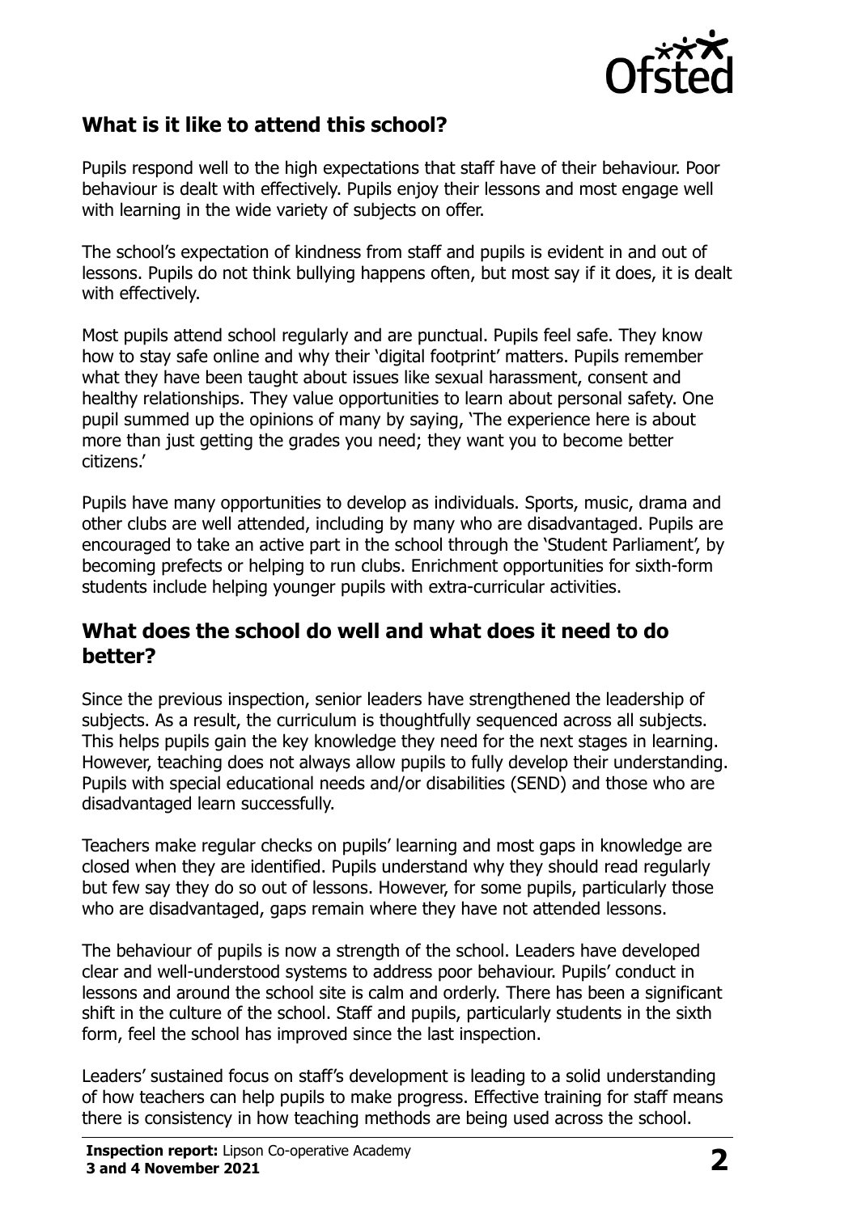## What is it like to attend this school?

Pupils respond well to the high expectations that staff have of their behaviour. Poor behaviour is dealt with effectively. Pupils enjoy their lessons and most engage well with learning in the wide variety of subjects on offer.

The school's expectation of kindness from staff and pupils is evident in and out of lessons. Pupils do not think bullying happens often, but most say if it does, it is dealt with effectively.

Most pupils attend school regularly and are punctual. Pupils feel safe. They know how to stay safe online and why their 'digital footprint' matters. Pupils remember what they have been taught about issues like sexual harassment, consent and healthy relationships. They value opportunities to learn about personal safety. One pupil summed up the opinions of many by saying, 'The experience here is about more than just getting the grades you need; they want you to become better citizens.'

Pupils have many opportunities to develop as individuals. Sports, music, drama and other clubs are well attended, including by many who are disadvantaged. Pupils are encouraged to take an active part in the school through the 'Student Parliament', by becoming prefects or helping to run clubs. Enrichment opportunities for sixth-form students include helping younger pupils with extra-curricular activities.

## What does the school do well and what does it need to do better?

Since the previous inspection, senior leaders have strengthened the leadership of subjects. As a result, the curriculum is thoughtfully sequenced across all subjects. This helps pupils gain the key knowledge they need for the next stages in learning. However, teaching does not always allow pupils to fully develop their understanding. Pupils with special educational needs and/or disabilities (SEND) and those who are disadvantaged learn successfully.

Teachers make regular checks on pupils' learning and most gaps in knowledge are closed when they are identified. Pupils understand why they should read regularly but few say they do so out of lessons. However, for some pupils, particularly those who are disadvantaged, gaps remain where they have not attended lessons.

The behaviour of pupils is now a strength of the school. Leaders have developed clear and well-understood systems to address poor behaviour. Pupils' conduct in lessons and around the school site is calm and orderly. There has been a significant shift in the culture of the school. Staff and pupils, particularly students in the sixth form, feel the school has improved since the last inspection.

Leaders' sustained focus on staff's development is leading to a solid understanding of how teachers can help pupils to make progress. Effective training for staff means there is consistency in how teaching methods are being used across the school.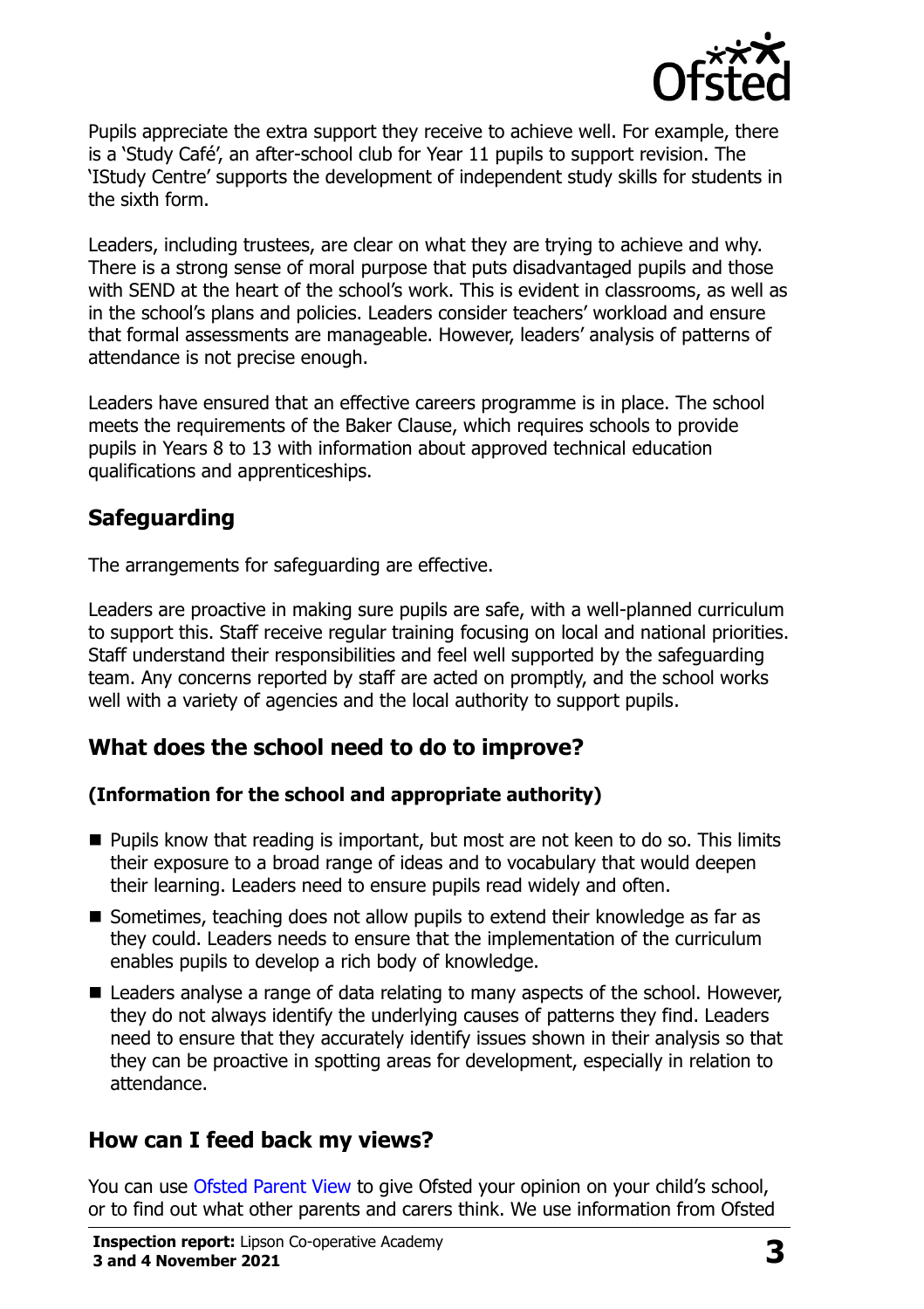Pupils appreciate the extra support they receive to achieve well. For example, there is a 'Study Café', an after-school club for Year 11 pupils to support revision. The 'IStudy Centre' supports the development of independent study skills for students in the sixth form.

Leaders, including trustees, are clear on what they are trying to achieve and why. There is a strong sense of moral purpose that puts disadvantaged pupils and those with SEND at the heart of the school's work. This is evident in classrooms, as well as in the school's plans and policies. Leaders consider teachers' workload and ensure that formal assessments are manageable. However, leaders' analysis of patterns of attendance is not precise enough.

Leaders have ensured that an effective careers programme is in place. The school meets the requirements of the Baker Clause, which requires schools to provide pupils in Years 8 to 13 with information about approved technical education qualifications and apprenticeships.

## Safeguarding

The arrangements for safeguarding are effective.

Leaders are proactive in making sure pupils are safe, with a well-planned curriculum to support this. Staff receive regular training focusing on local and national priorities. Staff understand their responsibilities and feel well supported by the safeguarding team. Any concerns reported by staff are acted on promptly, and the school works well with a variety of agencies and the local authority to support pupils.

## What does the school need to do to improve?

### (Information for the school and appropriate authority)

- Pupils know that reading is important, but most are not keen to do so. This limits their exposure to a broad range of ideas and to vocabulary that would deepen their learning. Leaders need to ensure pupils read widely and often.
- Sometimes, teaching does not allow pupils to extend their knowledge as far as they could. Leaders needs to ensure that the implementation of the curriculum enables pupils to develop a rich body of knowledge.
- Leaders analyse a range of data relating to many aspects of the school. However, they do not always identify the underlying causes of patterns they find. Leaders need to ensure that they accurately identify issues shown in their analysis so that they can be proactive in spotting areas for development, especially in relation to attendance.

## How can I feed back my views?

You can use Ofsted Parent View to give Ofsted your opinion on your child's school, or to find out what other parents and carers think. We use information from Ofsted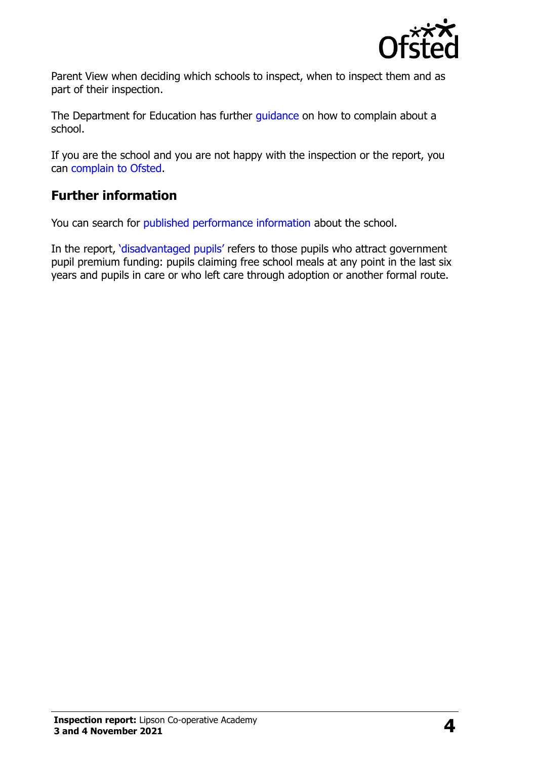Parent View when deciding which schools to inspect, when to inspect them and as part of their inspection.

The Department for Education has further guidance on how to complain about a school.

If you are the school and you are not happy with the inspection or the report, you can complain to Ofsted.

## Further information

You can search for published performance information about the school.

In the report, 'disadvantaged pupils' refers to those pupils who attract government pupil premium funding: pupils claiming free school meals at any point in the last six years and pupils in care or who left care through adoption or another formal route.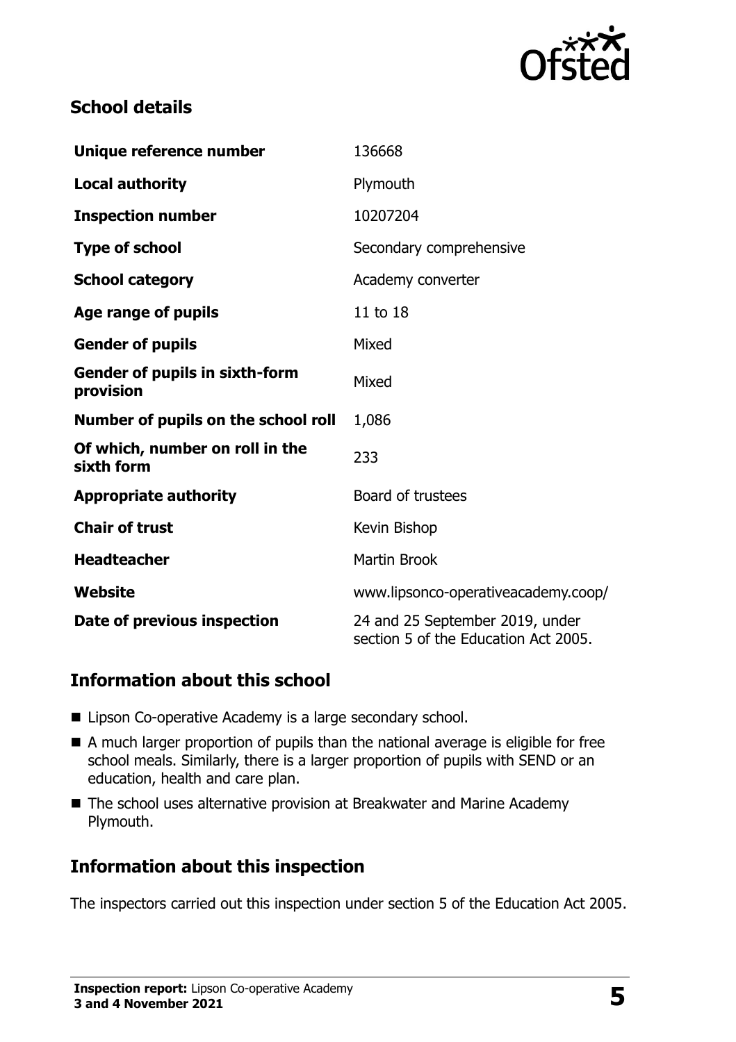## School details

| | |
|---|---|
| **Unique reference number** | 136668 |
| **Local authority** | Plymouth |
| **Inspection number** | 10207204 |
| **Type of school** | Secondary comprehensive |
| **School category** | Academy converter |
| **Age range of pupils** | 11 to 18 |
| **Gender of pupils** | Mixed |
| **Gender of pupils in sixth-form provision** | Mixed |
| **Number of pupils on the school roll** | 1,086 |
| **Of which, number on roll in the sixth form** | 233 |
| **Appropriate authority** | Board of trustees |
| **Chair of trust** | Kevin Bishop |
| **Headteacher** | Martin Brook |
| **Website** | www.lipsonco-operativeacademy.coop/ |
| **Date of previous inspection** | 24 and 25 September 2019, under section 5 of the Education Act 2005. |

## Information about this school

- Lipson Co-operative Academy is a large secondary school.
- A much larger proportion of pupils than the national average is eligible for free school meals. Similarly, there is a larger proportion of pupils with SEND or an education, health and care plan.
- The school uses alternative provision at Breakwater and Marine Academy Plymouth.

## Information about this inspection

The inspectors carried out this inspection under section 5 of the Education Act 2005.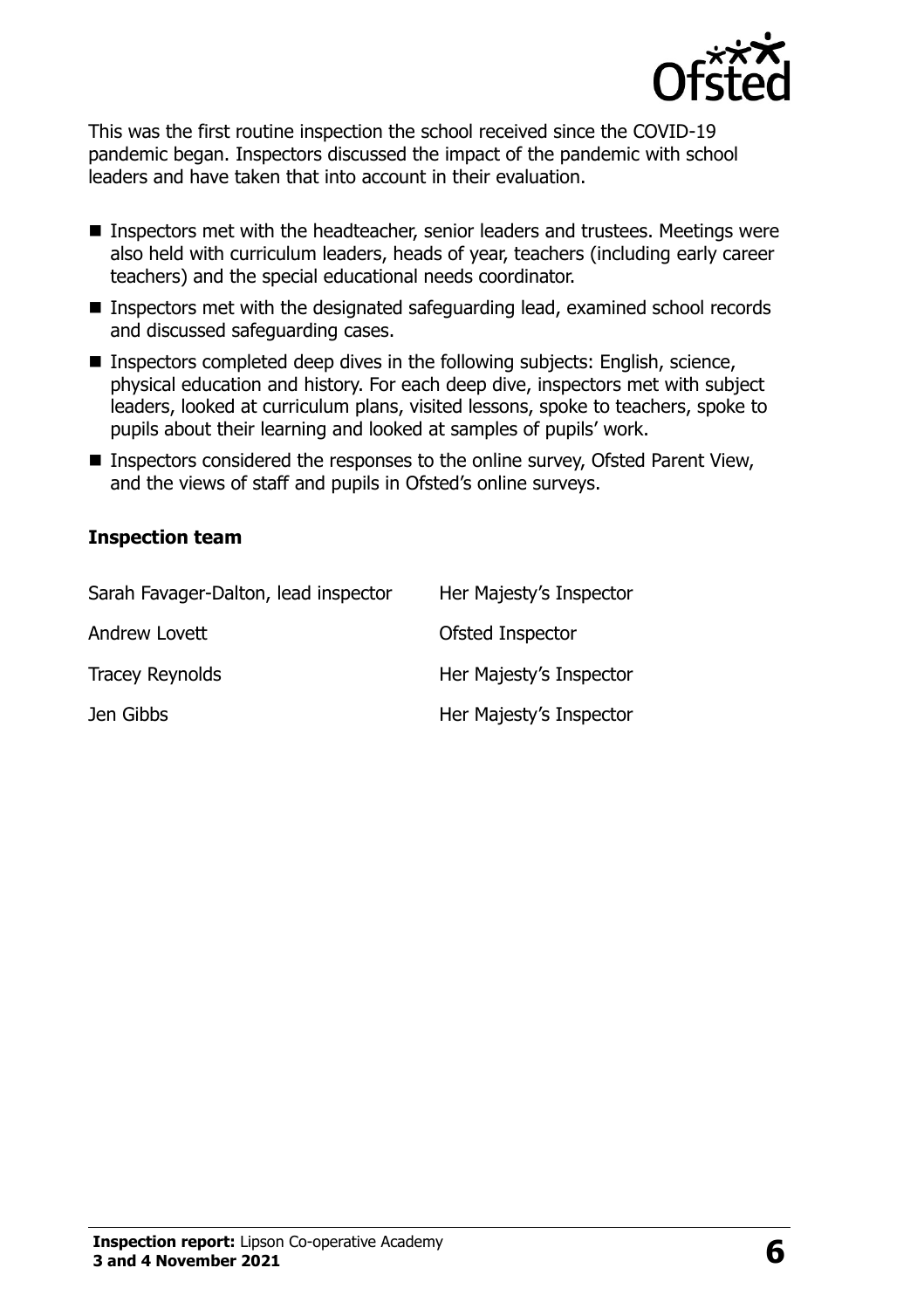This was the first routine inspection the school received since the COVID-19 pandemic began. Inspectors discussed the impact of the pandemic with school leaders and have taken that into account in their evaluation.

- Inspectors met with the headteacher, senior leaders and trustees. Meetings were also held with curriculum leaders, heads of year, teachers (including early career teachers) and the special educational needs coordinator.
- Inspectors met with the designated safeguarding lead, examined school records and discussed safeguarding cases.
- Inspectors completed deep dives in the following subjects: English, science, physical education and history. For each deep dive, inspectors met with subject leaders, looked at curriculum plans, visited lessons, spoke to teachers, spoke to pupils about their learning and looked at samples of pupils' work.
- Inspectors considered the responses to the online survey, Ofsted Parent View, and the views of staff and pupils in Ofsted's online surveys.

### Inspection team

| | |
|---|---|
| Sarah Favager-Dalton, lead inspector | Her Majesty's Inspector |
| Andrew Lovett | Ofsted Inspector |
| Tracey Reynolds | Her Majesty's Inspector |
| Jen Gibbs | Her Majesty's Inspector |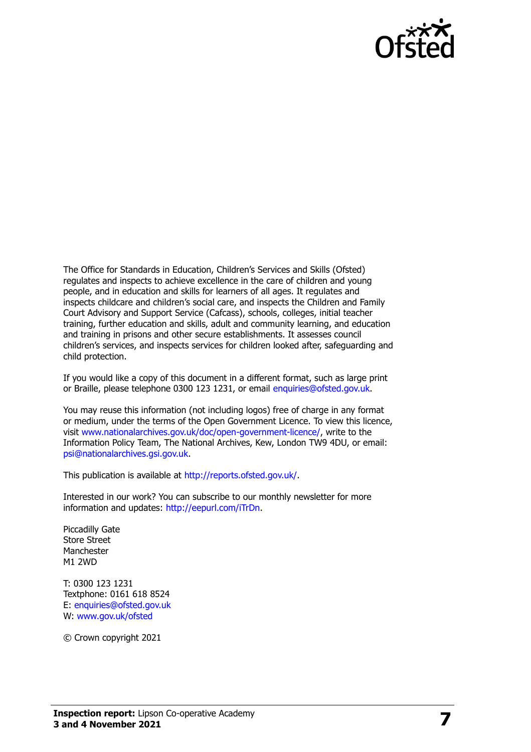The Office for Standards in Education, Children's Services and Skills (Ofsted) regulates and inspects to achieve excellence in the care of children and young people, and in education and skills for learners of all ages. It regulates and inspects childcare and children's social care, and inspects the Children and Family Court Advisory and Support Service (Cafcass), schools, colleges, initial teacher training, further education and skills, adult and community learning, and education and training in prisons and other secure establishments. It assesses council children's services, and inspects services for children looked after, safeguarding and child protection.

If you would like a copy of this document in a different format, such as large print or Braille, please telephone 0300 123 1231, or email enquiries@ofsted.gov.uk.

You may reuse this information (not including logos) free of charge in any format or medium, under the terms of the Open Government Licence. To view this licence, visit www.nationalarchives.gov.uk/doc/open-government-licence/, write to the Information Policy Team, The National Archives, Kew, London TW9 4DU, or email: psi@nationalarchives.gsi.gov.uk.

This publication is available at http://reports.ofsted.gov.uk/.

Interested in our work? You can subscribe to our monthly newsletter for more information and updates: http://eepurl.com/iTrDn.

Piccadilly Gate
Store Street
Manchester
M1 2WD

T: 0300 123 1231
Textphone: 0161 618 8524
E: enquiries@ofsted.gov.uk
W: www.gov.uk/ofsted

© Crown copyright 2021